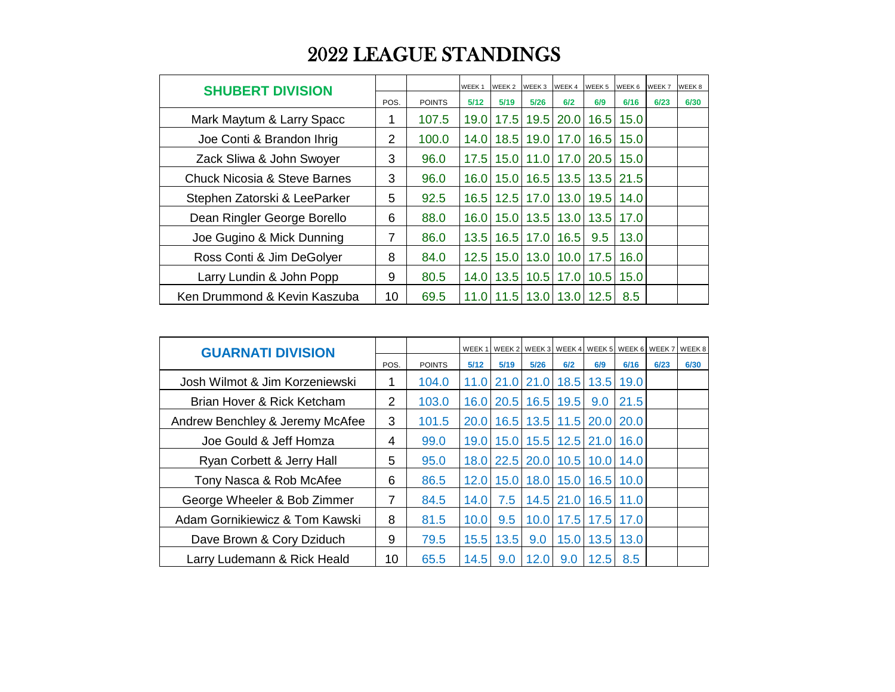# 2022 LEAGUE STANDINGS

| SHUBERT DIVISION | | | WEEK 1 | WEEK 2 | WEEK 3 | WEEK 4 | WEEK 5 | WEEK 6 | WEEK 7 | WEEK 8 |
|---|---|---|---|---|---|---|---|---|---|---|
| | POS. | POINTS | 5/12 | 5/19 | 5/26 | 6/2 | 6/9 | 6/16 | 6/23 | 6/30 |
| Mark Maytum & Larry Spacc | 1 | 107.5 | 19.0 | 17.5 | 19.5 | 20.0 | 16.5 | 15.0 | | |
| Joe Conti & Brandon Ihrig | 2 | 100.0 | 14.0 | 18.5 | 19.0 | 17.0 | 16.5 | 15.0 | | |
| Zack Sliwa & John Swoyer | 3 | 96.0 | 17.5 | 15.0 | 11.0 | 17.0 | 20.5 | 15.0 | | |
| Chuck Nicosia & Steve Barnes | 3 | 96.0 | 16.0 | 15.0 | 16.5 | 13.5 | 13.5 | 21.5 | | |
| Stephen Zatorski & LeeParker | 5 | 92.5 | 16.5 | 12.5 | 17.0 | 13.0 | 19.5 | 14.0 | | |
| Dean Ringler George Borello | 6 | 88.0 | 16.0 | 15.0 | 13.5 | 13.0 | 13.5 | 17.0 | | |
| Joe Gugino & Mick Dunning | 7 | 86.0 | 13.5 | 16.5 | 17.0 | 16.5 | 9.5 | 13.0 | | |
| Ross Conti & Jim DeGolyer | 8 | 84.0 | 12.5 | 15.0 | 13.0 | 10.0 | 17.5 | 16.0 | | |
| Larry Lundin & John Popp | 9 | 80.5 | 14.0 | 13.5 | 10.5 | 17.0 | 10.5 | 15.0 | | |
| Ken Drummond & Kevin Kaszuba | 10 | 69.5 | 11.0 | 11.5 | 13.0 | 13.0 | 12.5 | 8.5 | | |

| GUARNATI DIVISION | | | WEEK 1 | WEEK 2 | WEEK 3 | WEEK 4 | WEEK 5 | WEEK 6 | WEEK 7 | WEEK 8 |
|---|---|---|---|---|---|---|---|---|---|---|
| | POS. | POINTS | 5/12 | 5/19 | 5/26 | 6/2 | 6/9 | 6/16 | 6/23 | 6/30 |
| Josh Wilmot & Jim Korzeniewski | 1 | 104.0 | 11.0 | 21.0 | 21.0 | 18.5 | 13.5 | 19.0 | | |
| Brian Hover & Rick Ketcham | 2 | 103.0 | 16.0 | 20.5 | 16.5 | 19.5 | 9.0 | 21.5 | | |
| Andrew Benchley & Jeremy McAfee | 3 | 101.5 | 20.0 | 16.5 | 13.5 | 11.5 | 20.0 | 20.0 | | |
| Joe Gould & Jeff Homza | 4 | 99.0 | 19.0 | 15.0 | 15.5 | 12.5 | 21.0 | 16.0 | | |
| Ryan Corbett & Jerry Hall | 5 | 95.0 | 18.0 | 22.5 | 20.0 | 10.5 | 10.0 | 14.0 | | |
| Tony Nasca & Rob McAfee | 6 | 86.5 | 12.0 | 15.0 | 18.0 | 15.0 | 16.5 | 10.0 | | |
| George Wheeler & Bob Zimmer | 7 | 84.5 | 14.0 | 7.5 | 14.5 | 21.0 | 16.5 | 11.0 | | |
| Adam Gornikiewicz & Tom Kawski | 8 | 81.5 | 10.0 | 9.5 | 10.0 | 17.5 | 17.5 | 17.0 | | |
| Dave Brown & Cory Dziduch | 9 | 79.5 | 15.5 | 13.5 | 9.0 | 15.0 | 13.5 | 13.0 | | |
| Larry Ludemann & Rick Heald | 10 | 65.5 | 14.5 | 9.0 | 12.0 | 9.0 | 12.5 | 8.5 | | |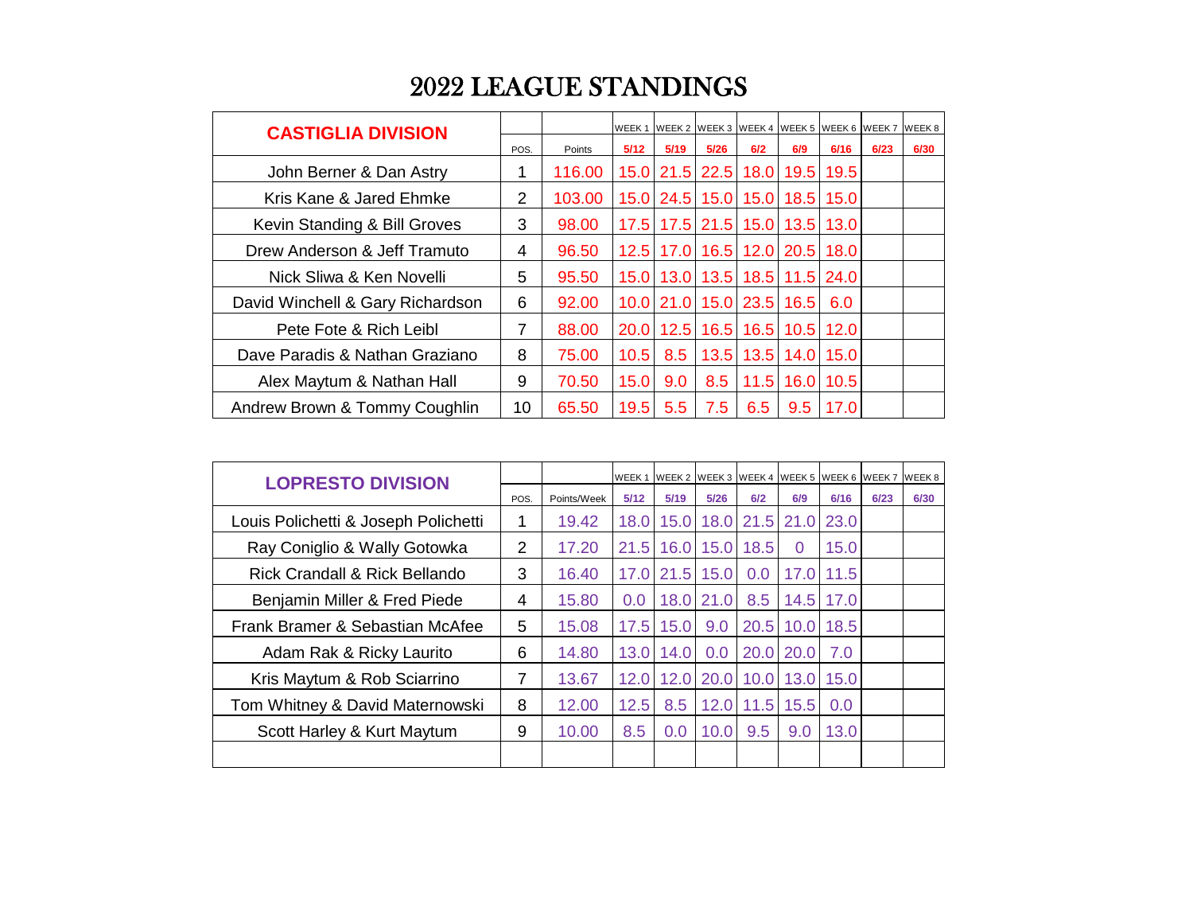# 2022 LEAGUE STANDINGS

| CASTIGLIA DIVISION | | | WEEK 1 | WEEK 2 | WEEK 3 | WEEK 4 | WEEK 5 | WEEK 6 | WEEK 7 | WEEK 8 |
|---|---|---|---|---|---|---|---|---|---|---|
| | POS. | Points | 5/12 | 5/19 | 5/26 | 6/2 | 6/9 | 6/16 | 6/23 | 6/30 |
| John Berner & Dan Astry | 1 | 116.00 | 15.0 | 21.5 | 22.5 | 18.0 | 19.5 | 19.5 | | |
| Kris Kane & Jared Ehmke | 2 | 103.00 | 15.0 | 24.5 | 15.0 | 15.0 | 18.5 | 15.0 | | |
| Kevin Standing & Bill Groves | 3 | 98.00 | 17.5 | 17.5 | 21.5 | 15.0 | 13.5 | 13.0 | | |
| Drew Anderson & Jeff Tramuto | 4 | 96.50 | 12.5 | 17.0 | 16.5 | 12.0 | 20.5 | 18.0 | | |
| Nick Sliwa & Ken Novelli | 5 | 95.50 | 15.0 | 13.0 | 13.5 | 18.5 | 11.5 | 24.0 | | |
| David Winchell & Gary Richardson | 6 | 92.00 | 10.0 | 21.0 | 15.0 | 23.5 | 16.5 | 6.0 | | |
| Pete Fote & Rich Leibl | 7 | 88.00 | 20.0 | 12.5 | 16.5 | 16.5 | 10.5 | 12.0 | | |
| Dave Paradis & Nathan Graziano | 8 | 75.00 | 10.5 | 8.5 | 13.5 | 13.5 | 14.0 | 15.0 | | |
| Alex Maytum & Nathan Hall | 9 | 70.50 | 15.0 | 9.0 | 8.5 | 11.5 | 16.0 | 10.5 | | |
| Andrew Brown & Tommy Coughlin | 10 | 65.50 | 19.5 | 5.5 | 7.5 | 6.5 | 9.5 | 17.0 | | |

| LOPRESTO DIVISION | | | WEEK 1 | WEEK 2 | WEEK 3 | WEEK 4 | WEEK 5 | WEEK 6 | WEEK 7 | WEEK 8 |
|---|---|---|---|---|---|---|---|---|---|---|
| | POS. | Points/Week | 5/12 | 5/19 | 5/26 | 6/2 | 6/9 | 6/16 | 6/23 | 6/30 |
| Louis Polichetti & Joseph Polichetti | 1 | 19.42 | 18.0 | 15.0 | 18.0 | 21.5 | 21.0 | 23.0 | | |
| Ray Coniglio & Wally Gotowka | 2 | 17.20 | 21.5 | 16.0 | 15.0 | 18.5 | 0 | 15.0 | | |
| Rick Crandall & Rick Bellando | 3 | 16.40 | 17.0 | 21.5 | 15.0 | 0.0 | 17.0 | 11.5 | | |
| Benjamin Miller & Fred Piede | 4 | 15.80 | 0.0 | 18.0 | 21.0 | 8.5 | 14.5 | 17.0 | | |
| Frank Bramer & Sebastian McAfee | 5 | 15.08 | 17.5 | 15.0 | 9.0 | 20.5 | 10.0 | 18.5 | | |
| Adam Rak & Ricky Laurito | 6 | 14.80 | 13.0 | 14.0 | 0.0 | 20.0 | 20.0 | 7.0 | | |
| Kris Maytum & Rob Sciarrino | 7 | 13.67 | 12.0 | 12.0 | 20.0 | 10.0 | 13.0 | 15.0 | | |
| Tom Whitney & David Maternowski | 8 | 12.00 | 12.5 | 8.5 | 12.0 | 11.5 | 15.5 | 0.0 | | |
| Scott Harley & Kurt Maytum | 9 | 10.00 | 8.5 | 0.0 | 10.0 | 9.5 | 9.0 | 13.0 | | |
| | | | | | | | | | | |